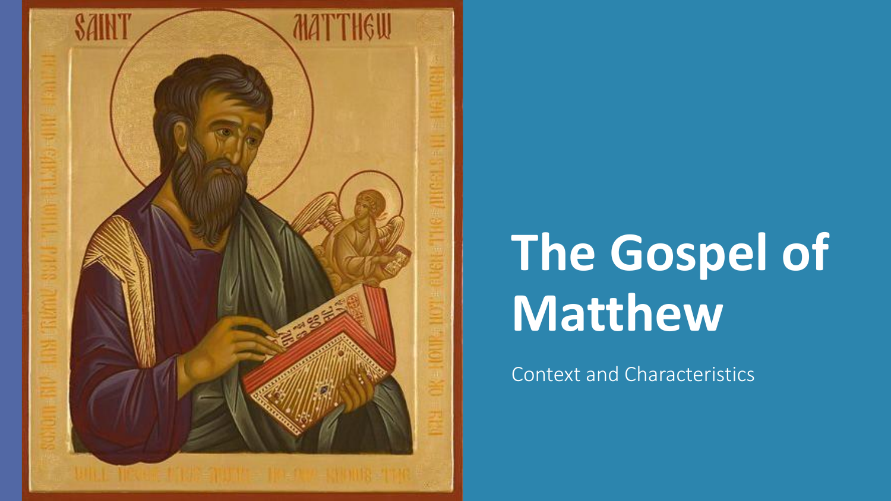# The Gospel of Matthew

Context and Characteristics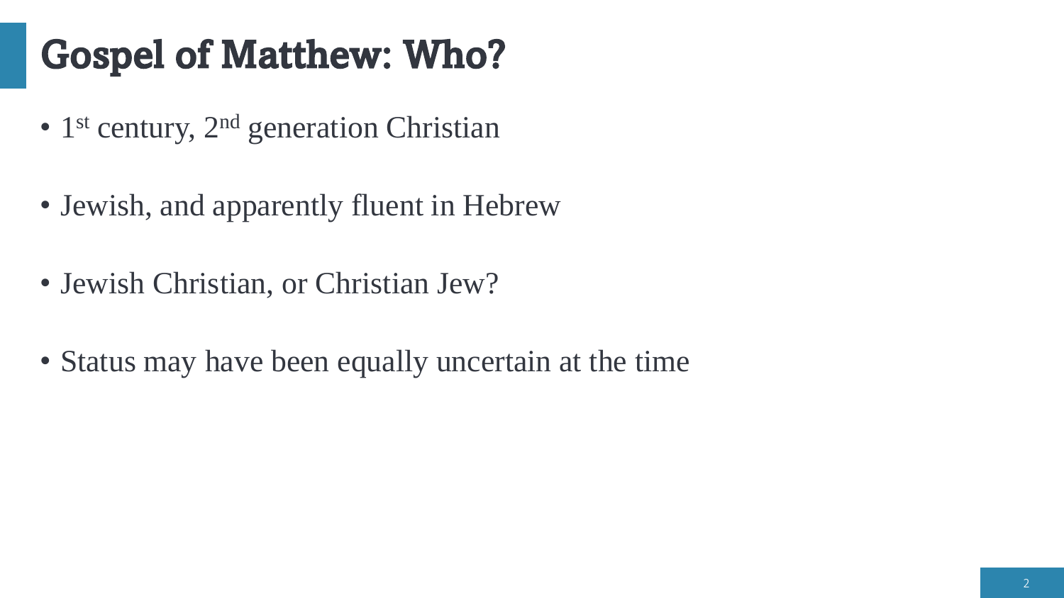# Gospel of Matthew: Who?

- 1st century, 2nd generation Christian
- Jewish, and apparently fluent in Hebrew
- Jewish Christian, or Christian Jew?
- Status may have been equally uncertain at the time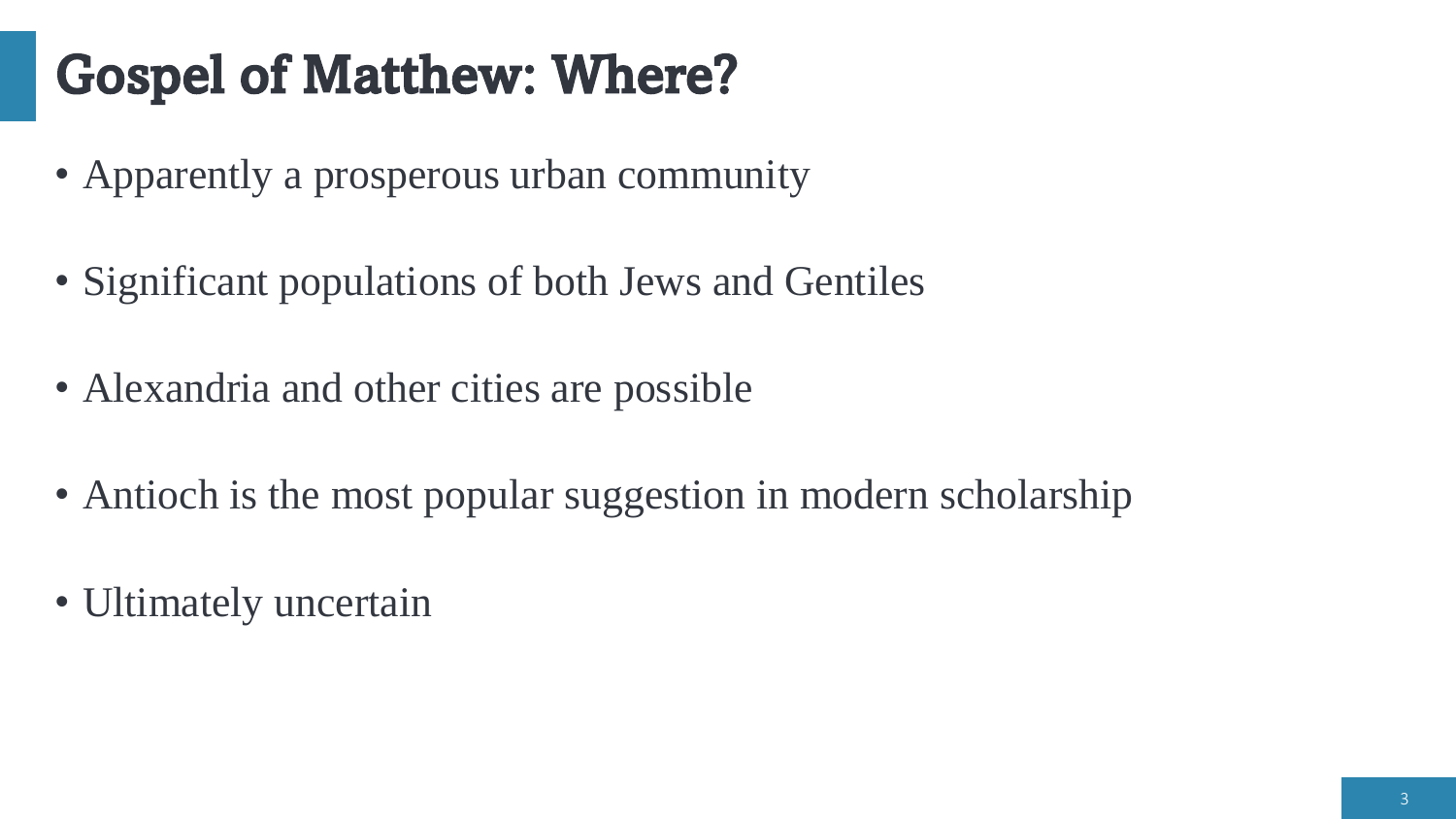# Gospel of Matthew: Where?

- Apparently a prosperous urban community
- Significant populations of both Jews and Gentiles
- Alexandria and other cities are possible
- Antioch is the most popular suggestion in modern scholarship
- Ultimately uncertain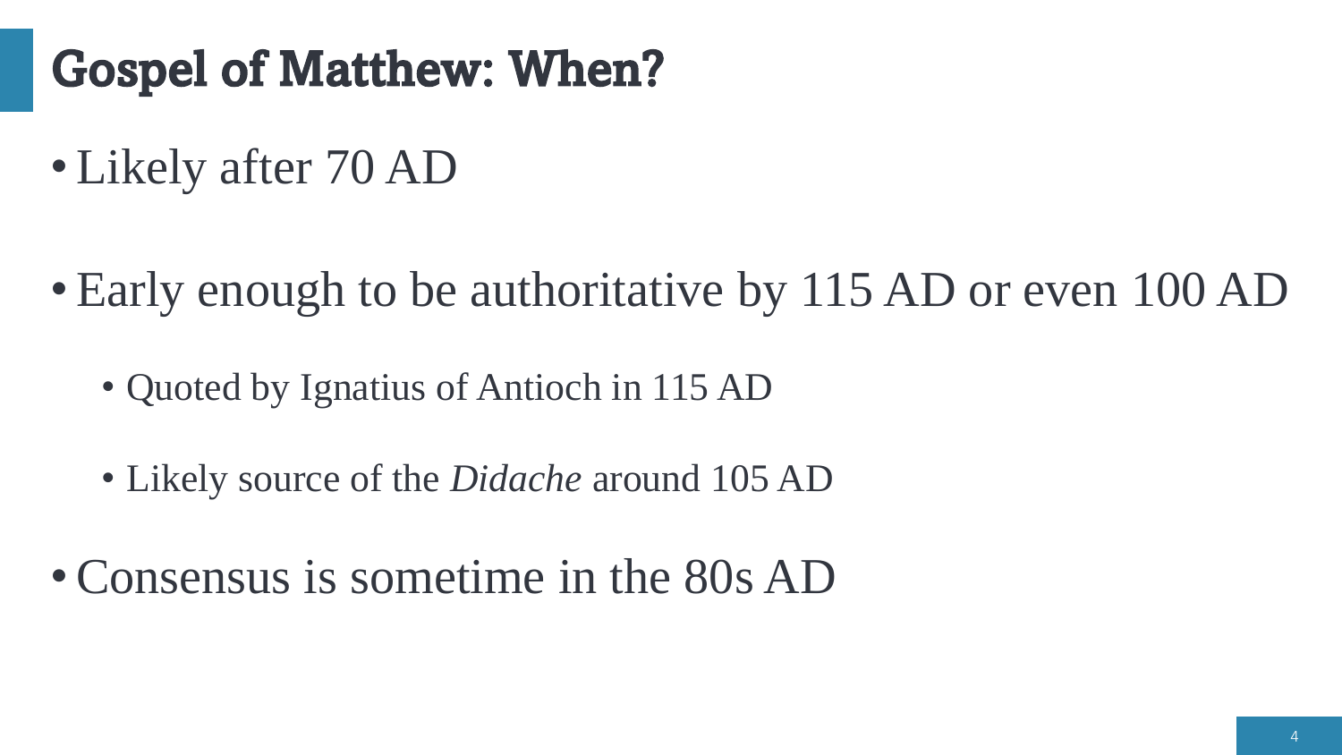# Gospel of Matthew: When?

- Likely after 70 AD
- Early enough to be authoritative by 115 AD or even 100 AD
  - Quoted by Ignatius of Antioch in 115 AD
  - Likely source of the *Didache* around 105 AD
- Consensus is sometime in the 80s AD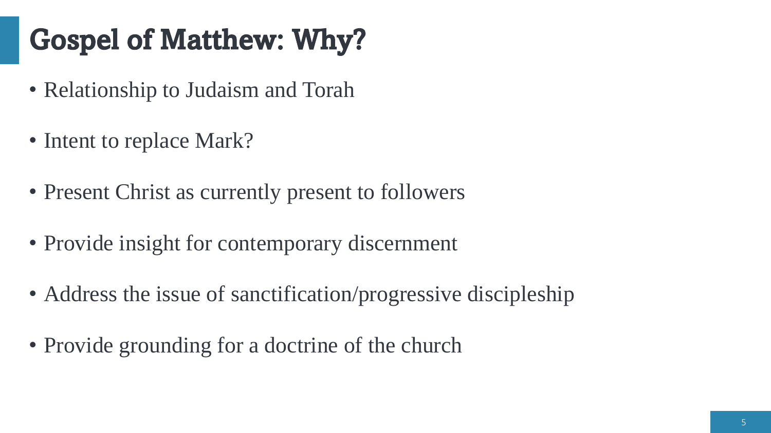# Gospel of Matthew: Why?

- Relationship to Judaism and Torah
- Intent to replace Mark?
- Present Christ as currently present to followers
- Provide insight for contemporary discernment
- Address the issue of sanctification/progressive discipleship
- Provide grounding for a doctrine of the church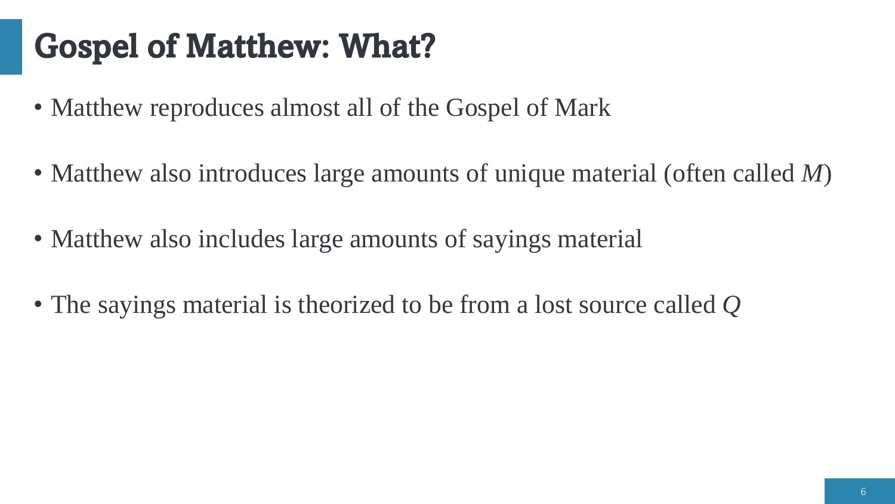# Gospel of Matthew: What?

- Matthew reproduces almost all of the Gospel of Mark
- Matthew also introduces large amounts of unique material (often called *M*)
- Matthew also includes large amounts of sayings material
- The sayings material is theorized to be from a lost source called *Q*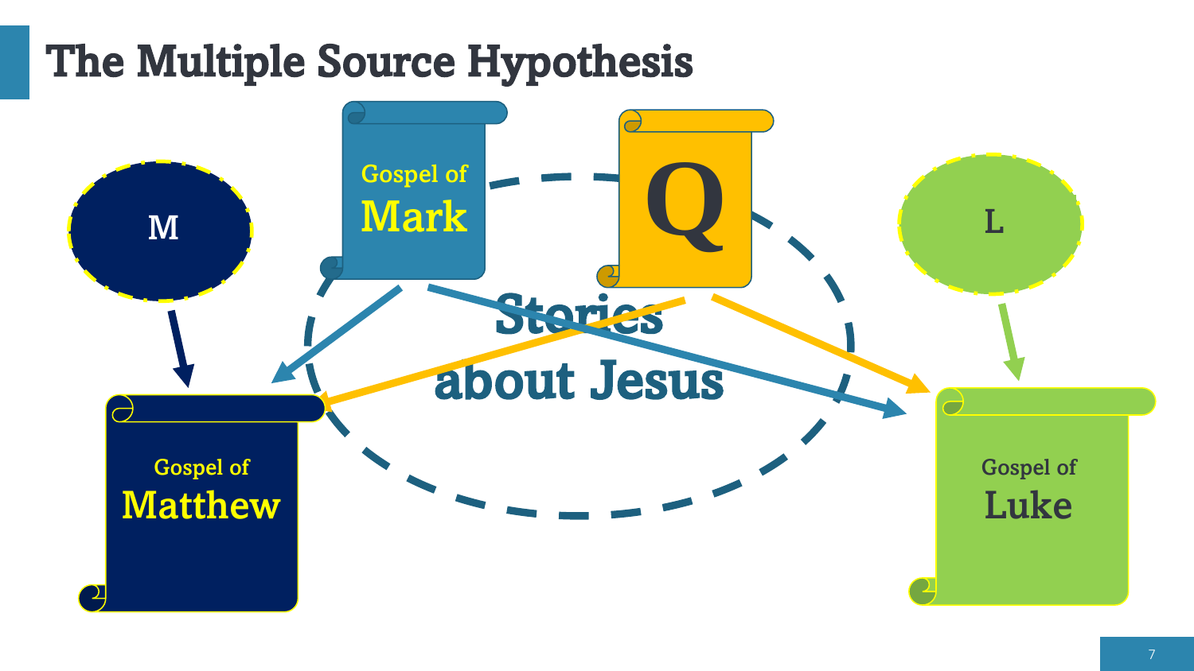# The Multiple Source Hypothesis

M

Gospel of Mark

Q

L

Stories about Jesus

Gospel of Matthew

Gospel of Luke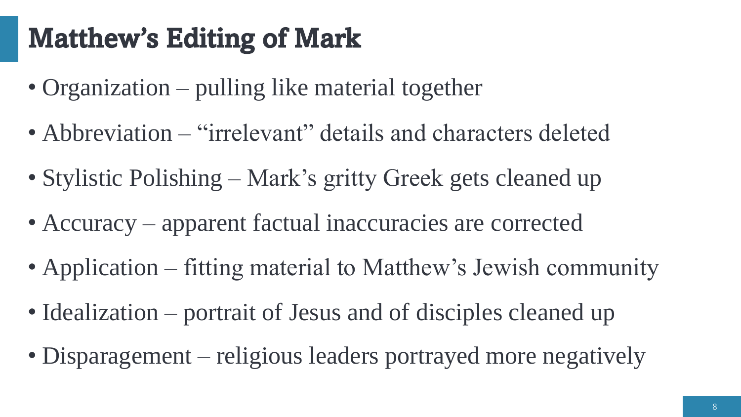# Matthew’s Editing of Mark

- Organization – pulling like material together
- Abbreviation – “irrelevant” details and characters deleted
- Stylistic Polishing – Mark’s gritty Greek gets cleaned up
- Accuracy – apparent factual inaccuracies are corrected
- Application – fitting material to Matthew’s Jewish community
- Idealization – portrait of Jesus and of disciples cleaned up
- Disparagement – religious leaders portrayed more negatively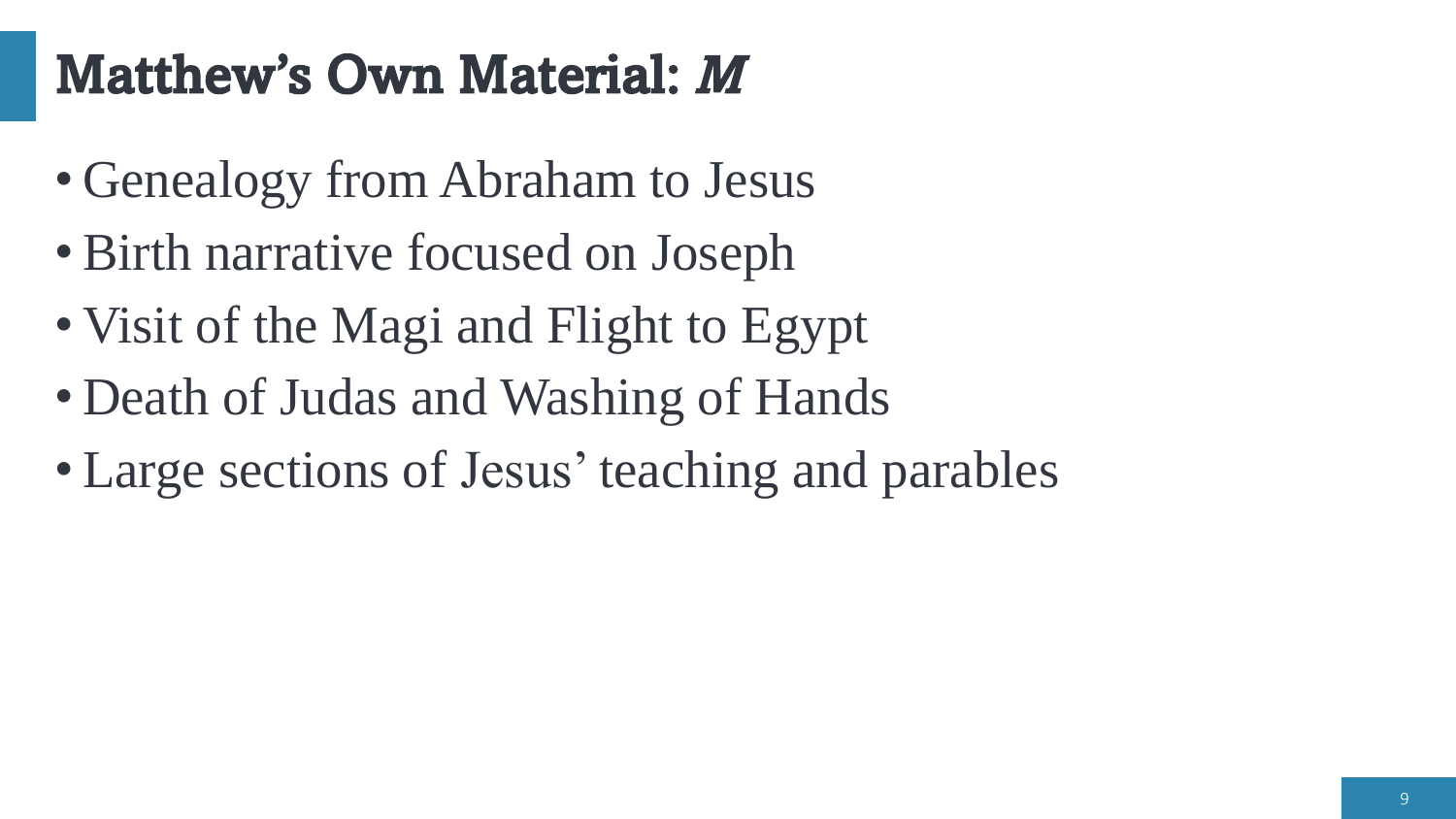# Matthew's Own Material: *M*

- Genealogy from Abraham to Jesus
- Birth narrative focused on Joseph
- Visit of the Magi and Flight to Egypt
- Death of Judas and Washing of Hands
- Large sections of Jesus' teaching and parables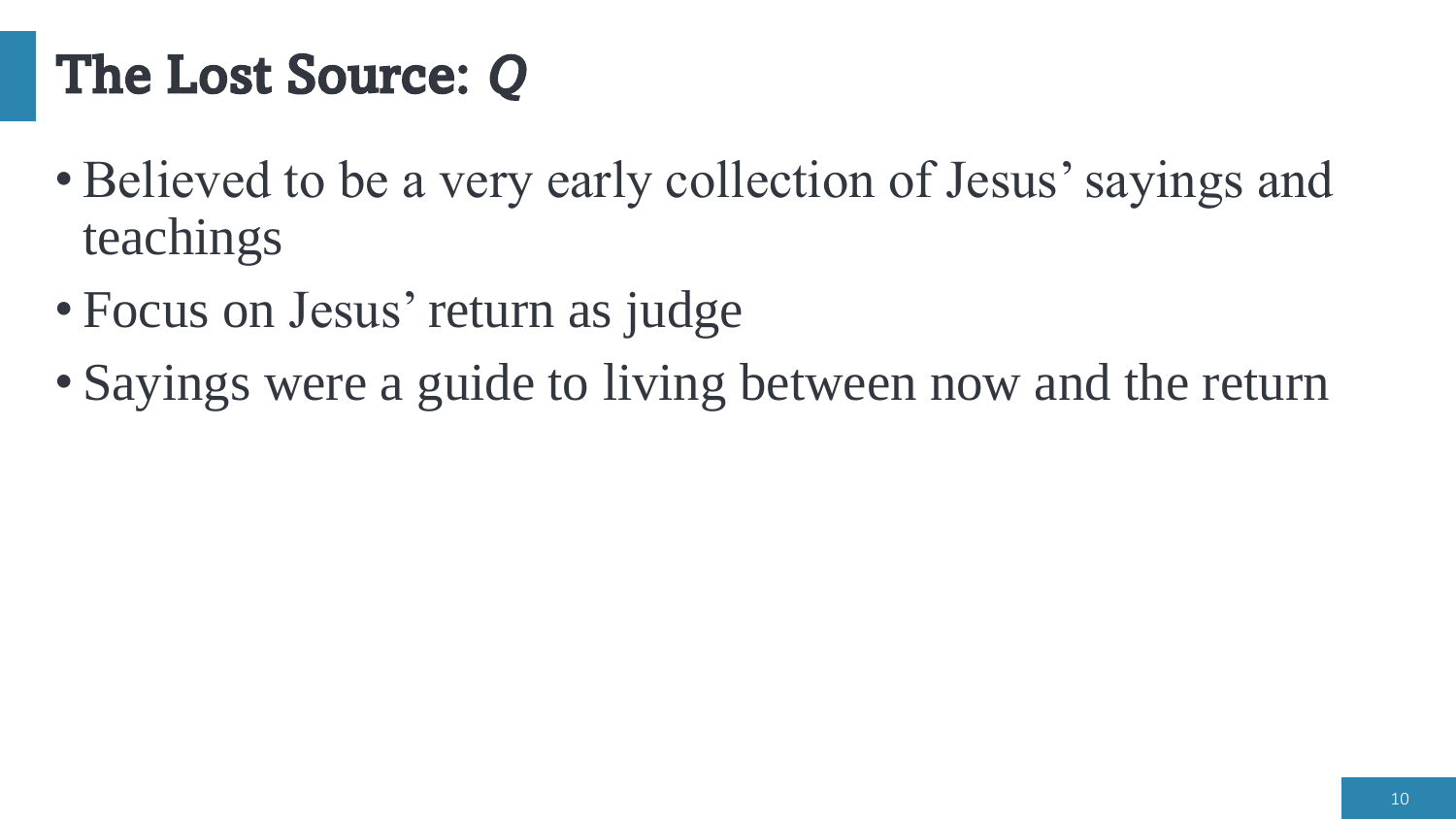# The Lost Source: *Q*

- Believed to be a very early collection of Jesus' sayings and teachings
- Focus on Jesus' return as judge
- Sayings were a guide to living between now and the return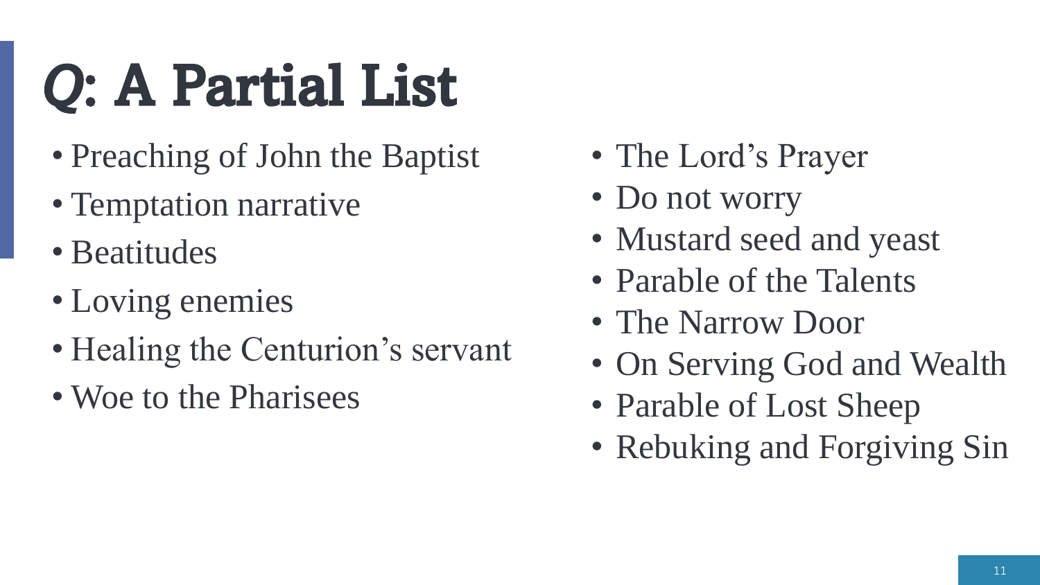# *Q*: A Partial List

- Preaching of John the Baptist
- Temptation narrative
- Beatitudes
- Loving enemies
- Healing the Centurion's servant
- Woe to the Pharisees

- The Lord's Prayer
- Do not worry
- Mustard seed and yeast
- Parable of the Talents
- The Narrow Door
- On Serving God and Wealth
- Parable of Lost Sheep
- Rebuking and Forgiving Sin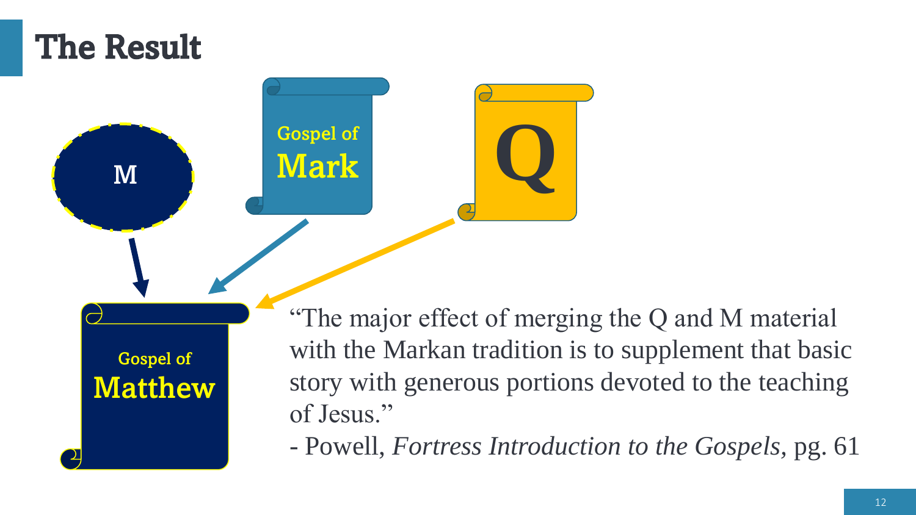# The Result

M

Gospel of **Mark**

Q

Gospel of **Matthew**

"The major effect of merging the Q and M material with the Markan tradition is to supplement that basic story with generous portions devoted to the teaching of Jesus."

- Powell, *Fortress Introduction to the Gospels*, pg. 61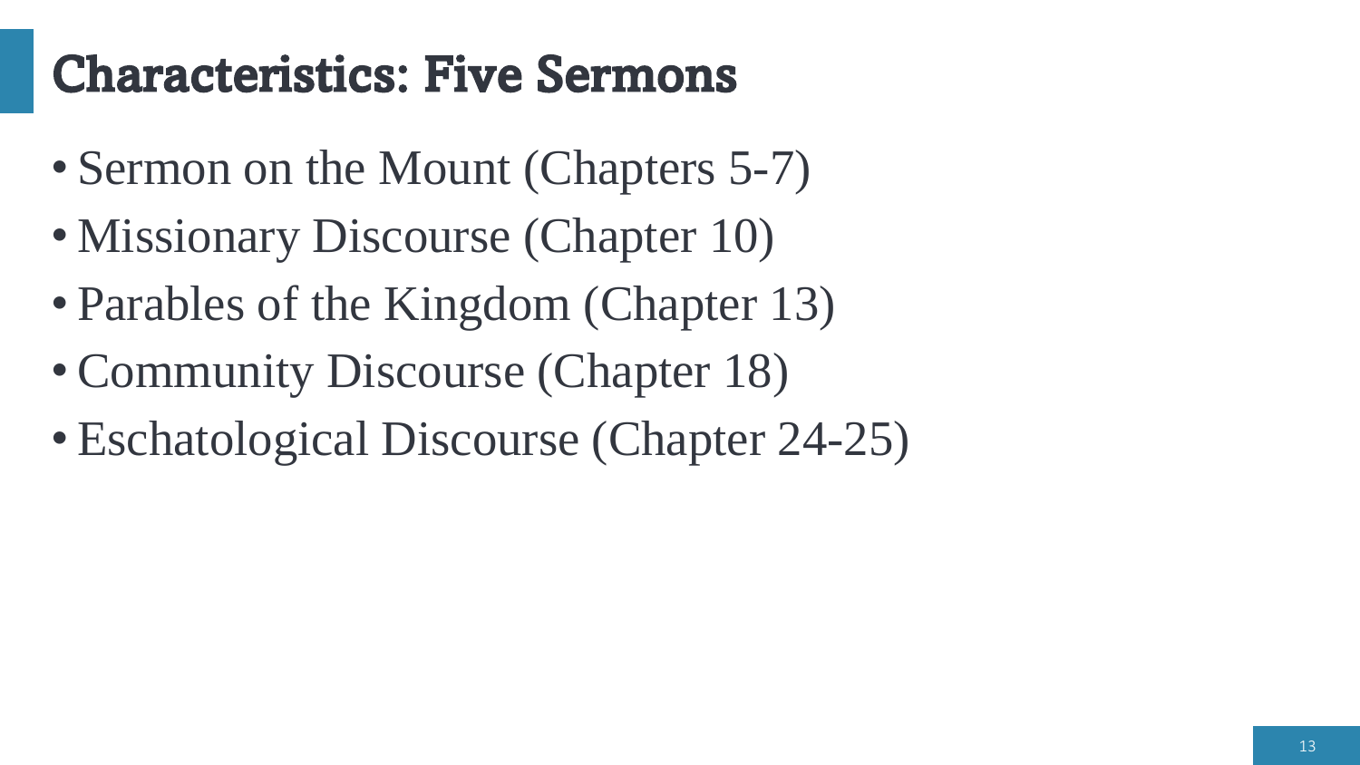# Characteristics: Five Sermons

- Sermon on the Mount (Chapters 5-7)
- Missionary Discourse (Chapter 10)
- Parables of the Kingdom (Chapter 13)
- Community Discourse (Chapter 18)
- Eschatological Discourse (Chapter 24-25)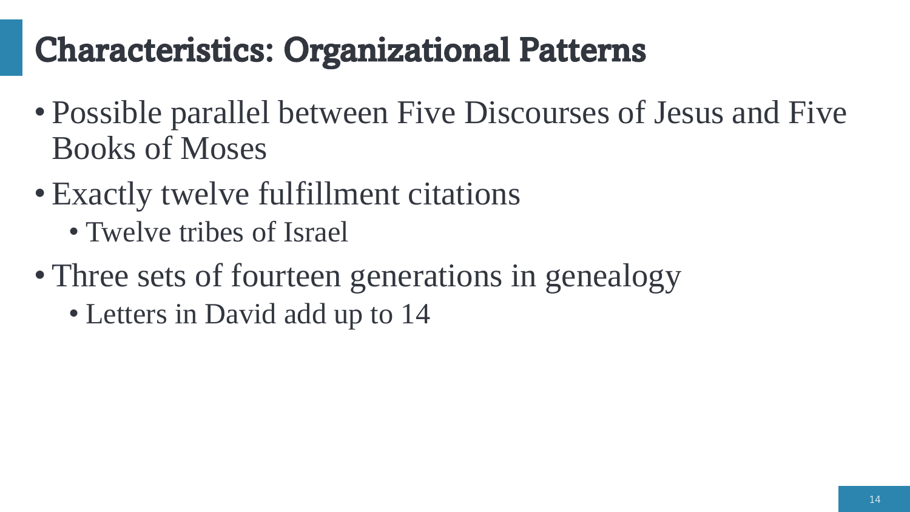# Characteristics: Organizational Patterns

- Possible parallel between Five Discourses of Jesus and Five Books of Moses
- Exactly twelve fulfillment citations
  - Twelve tribes of Israel
- Three sets of fourteen generations in genealogy
  - Letters in David add up to 14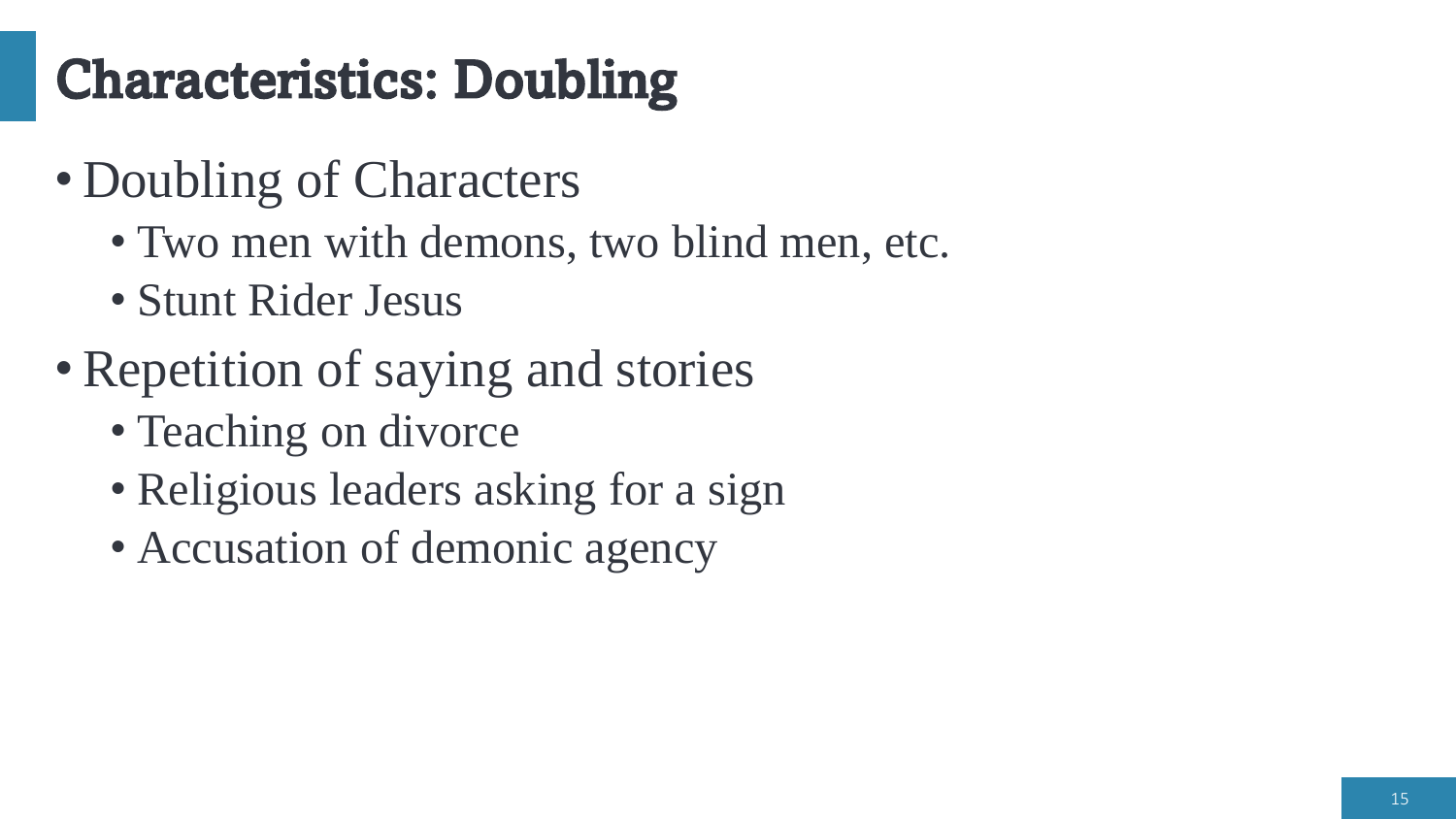# Characteristics: Doubling

- Doubling of Characters
  - Two men with demons, two blind men, etc.
  - Stunt Rider Jesus
- Repetition of saying and stories
  - Teaching on divorce
  - Religious leaders asking for a sign
  - Accusation of demonic agency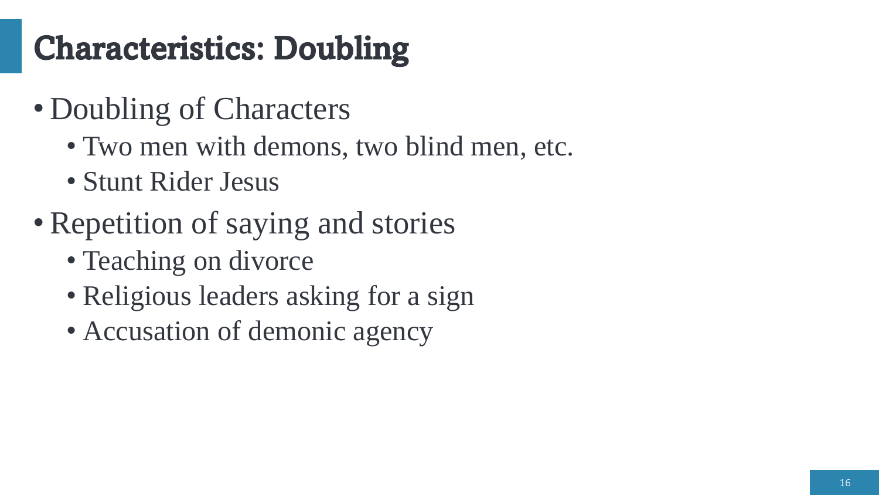# Characteristics: Doubling

- Doubling of Characters
  - Two men with demons, two blind men, etc.
  - Stunt Rider Jesus
- Repetition of saying and stories
  - Teaching on divorce
  - Religious leaders asking for a sign
  - Accusation of demonic agency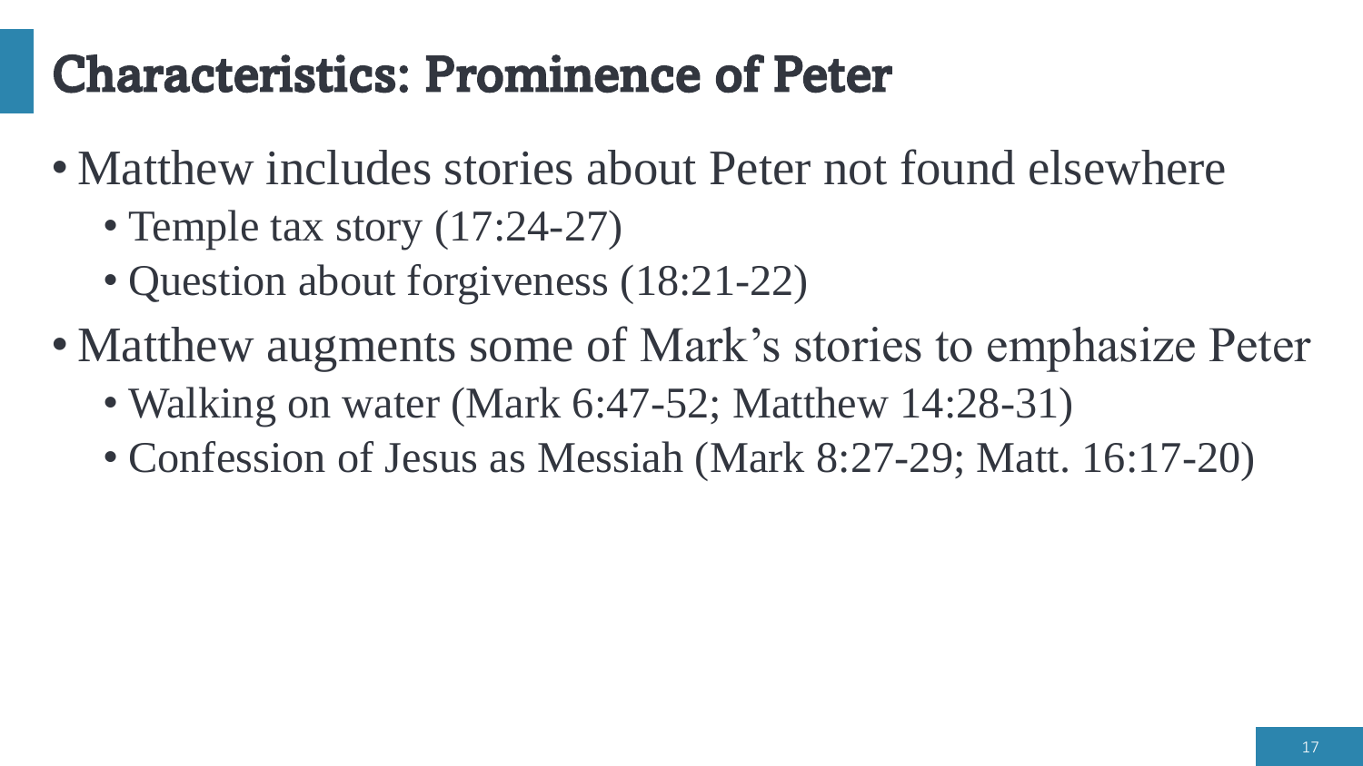# Characteristics: Prominence of Peter

- Matthew includes stories about Peter not found elsewhere
  - Temple tax story (17:24-27)
  - Question about forgiveness (18:21-22)
- Matthew augments some of Mark's stories to emphasize Peter
  - Walking on water (Mark 6:47-52; Matthew 14:28-31)
  - Confession of Jesus as Messiah (Mark 8:27-29; Matt. 16:17-20)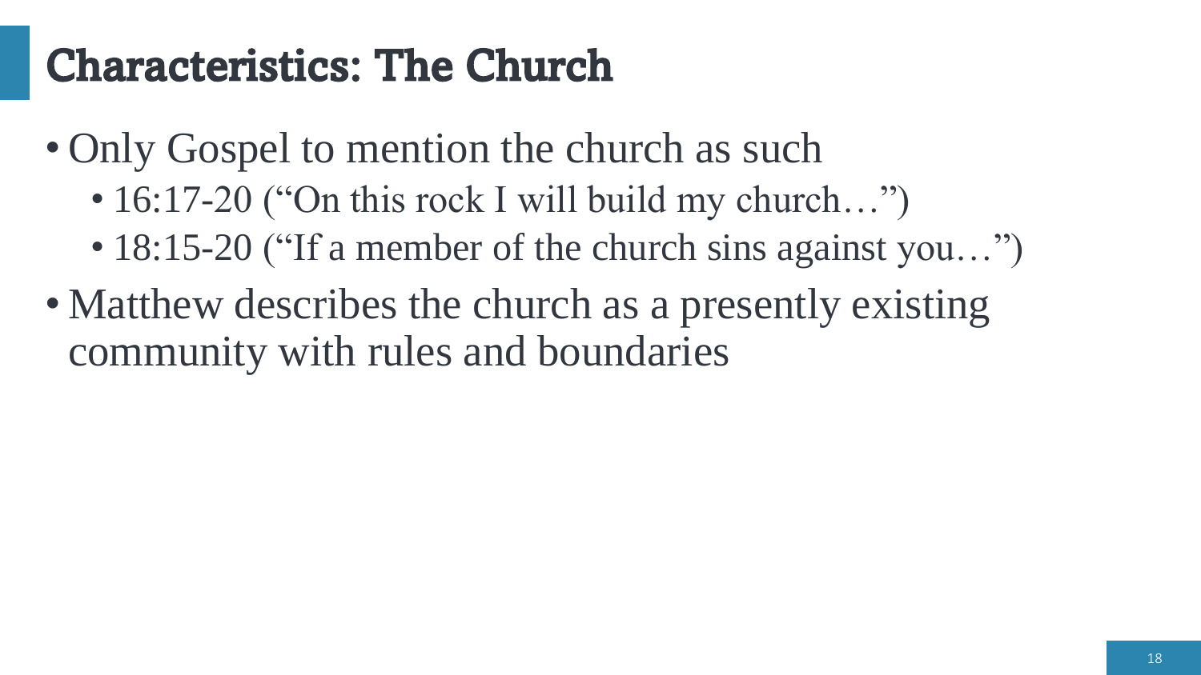# Characteristics: The Church

- Only Gospel to mention the church as such
  - 16:17-20 (“On this rock I will build my church…”)
  - 18:15-20 (“If a member of the church sins against you…”)
- Matthew describes the church as a presently existing community with rules and boundaries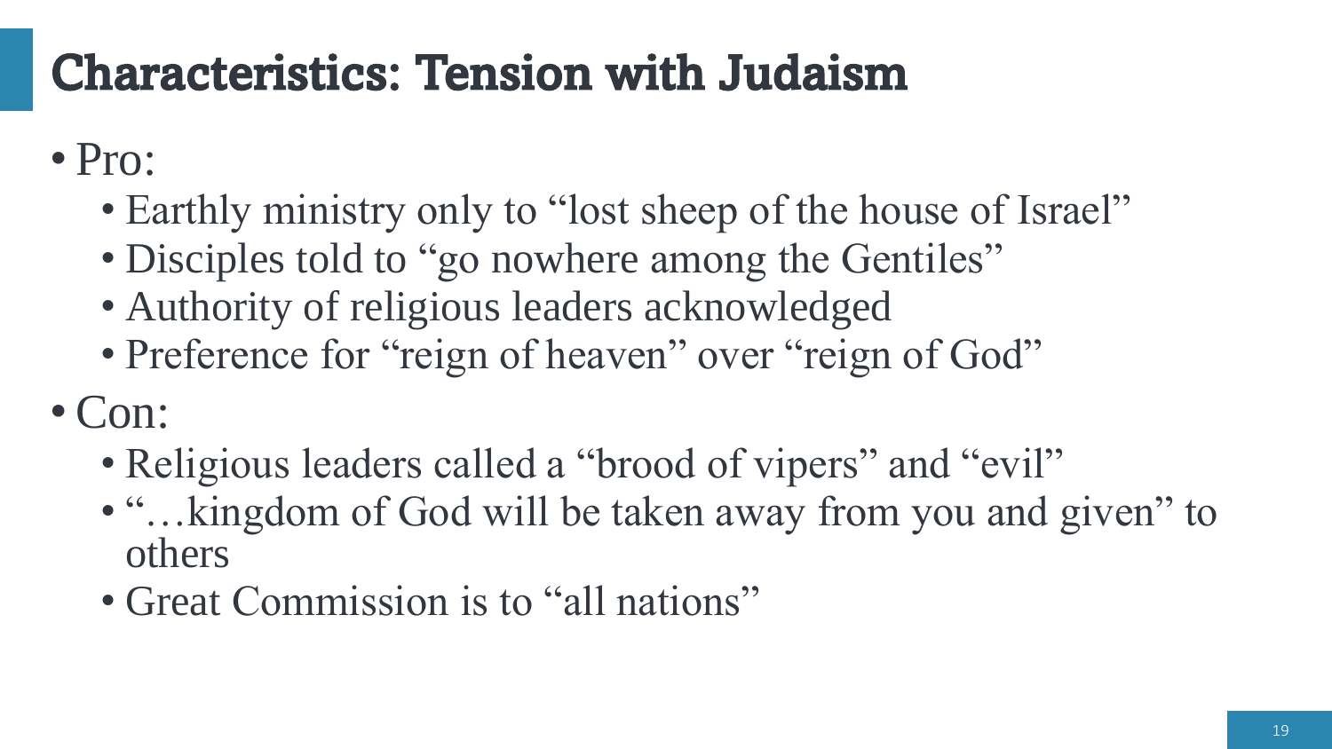# Characteristics: Tension with Judaism

- Pro:
  - Earthly ministry only to "lost sheep of the house of Israel"
  - Disciples told to "go nowhere among the Gentiles"
  - Authority of religious leaders acknowledged
  - Preference for "reign of heaven" over "reign of God"
- Con:
  - Religious leaders called a "brood of vipers" and "evil"
  - "…kingdom of God will be taken away from you and given" to others
  - Great Commission is to "all nations"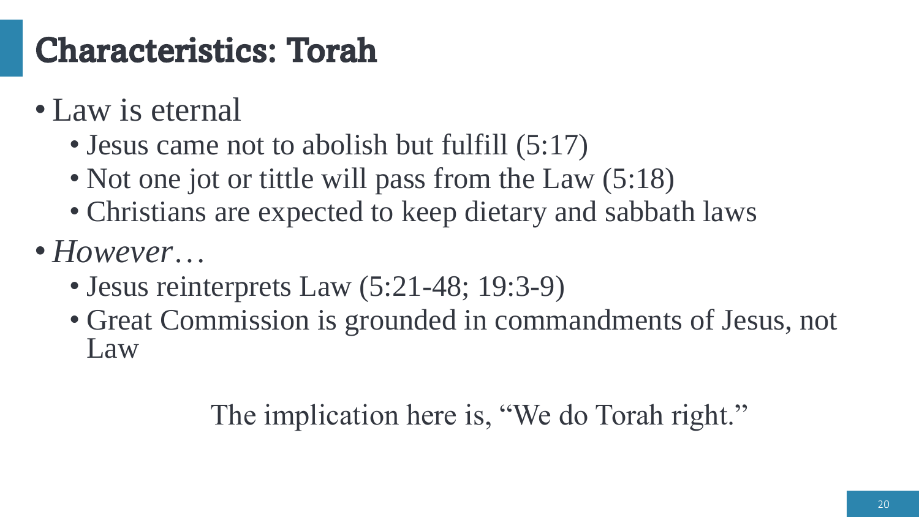# Characteristics: Torah

- Law is eternal
  - Jesus came not to abolish but fulfill (5:17)
  - Not one jot or tittle will pass from the Law (5:18)
  - Christians are expected to keep dietary and sabbath laws
- *However…*
  - Jesus reinterprets Law (5:21-48; 19:3-9)
  - Great Commission is grounded in commandments of Jesus, not Law

The implication here is, "We do Torah right."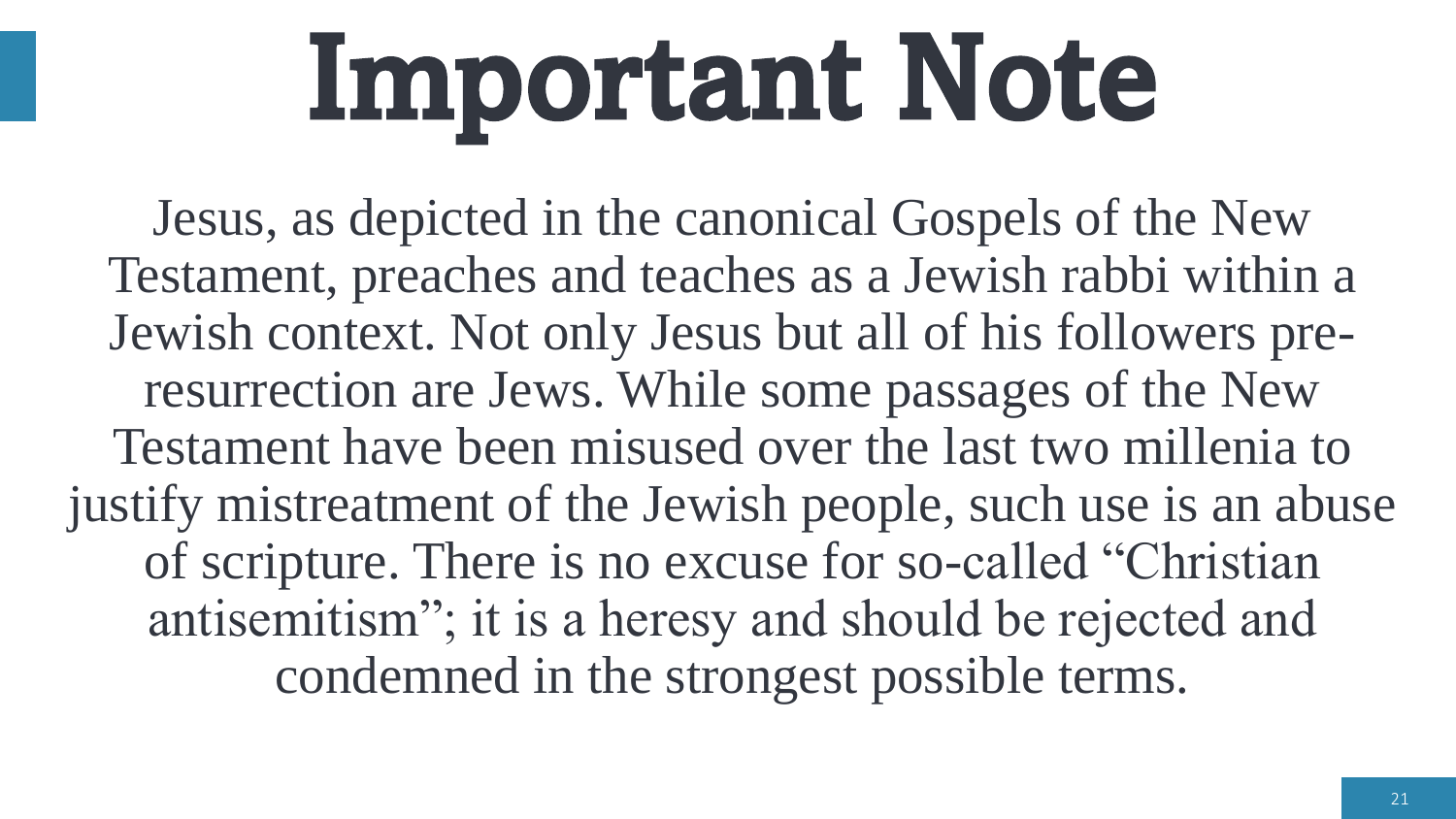# Important Note

Jesus, as depicted in the canonical Gospels of the New Testament, preaches and teaches as a Jewish rabbi within a Jewish context. Not only Jesus but all of his followers pre-resurrection are Jews. While some passages of the New Testament have been misused over the last two millenia to justify mistreatment of the Jewish people, such use is an abuse of scripture. There is no excuse for so-called “Christian antisemitism”; it is a heresy and should be rejected and condemned in the strongest possible terms.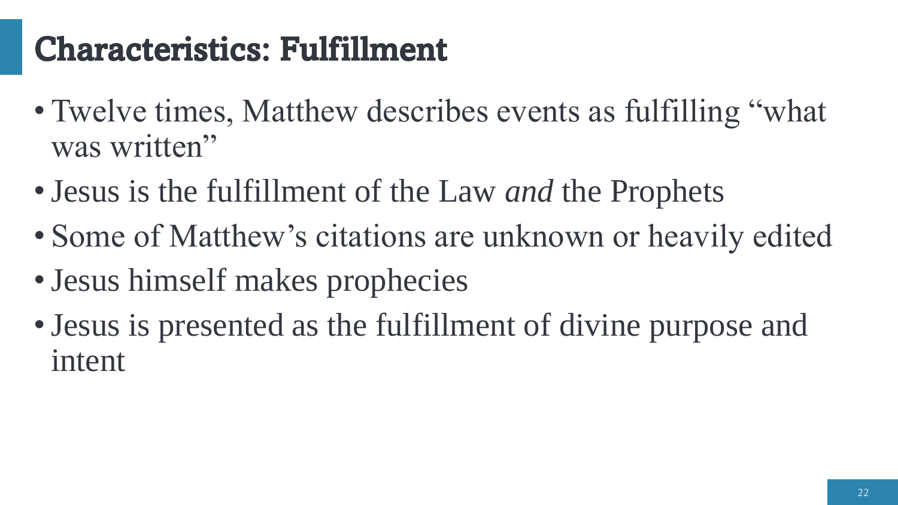# Characteristics: Fulfillment

- Twelve times, Matthew describes events as fulfilling “what was written”
- Jesus is the fulfillment of the Law *and* the Prophets
- Some of Matthew’s citations are unknown or heavily edited
- Jesus himself makes prophecies
- Jesus is presented as the fulfillment of divine purpose and intent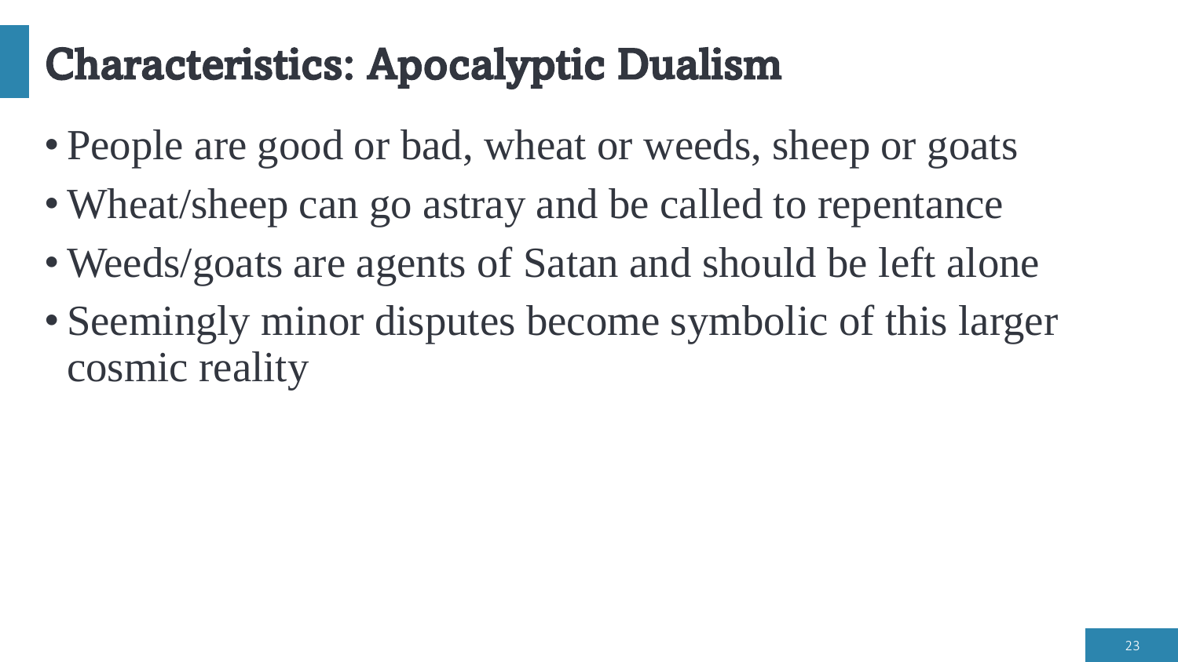# Characteristics: Apocalyptic Dualism

- People are good or bad, wheat or weeds, sheep or goats
- Wheat/sheep can go astray and be called to repentance
- Weeds/goats are agents of Satan and should be left alone
- Seemingly minor disputes become symbolic of this larger cosmic reality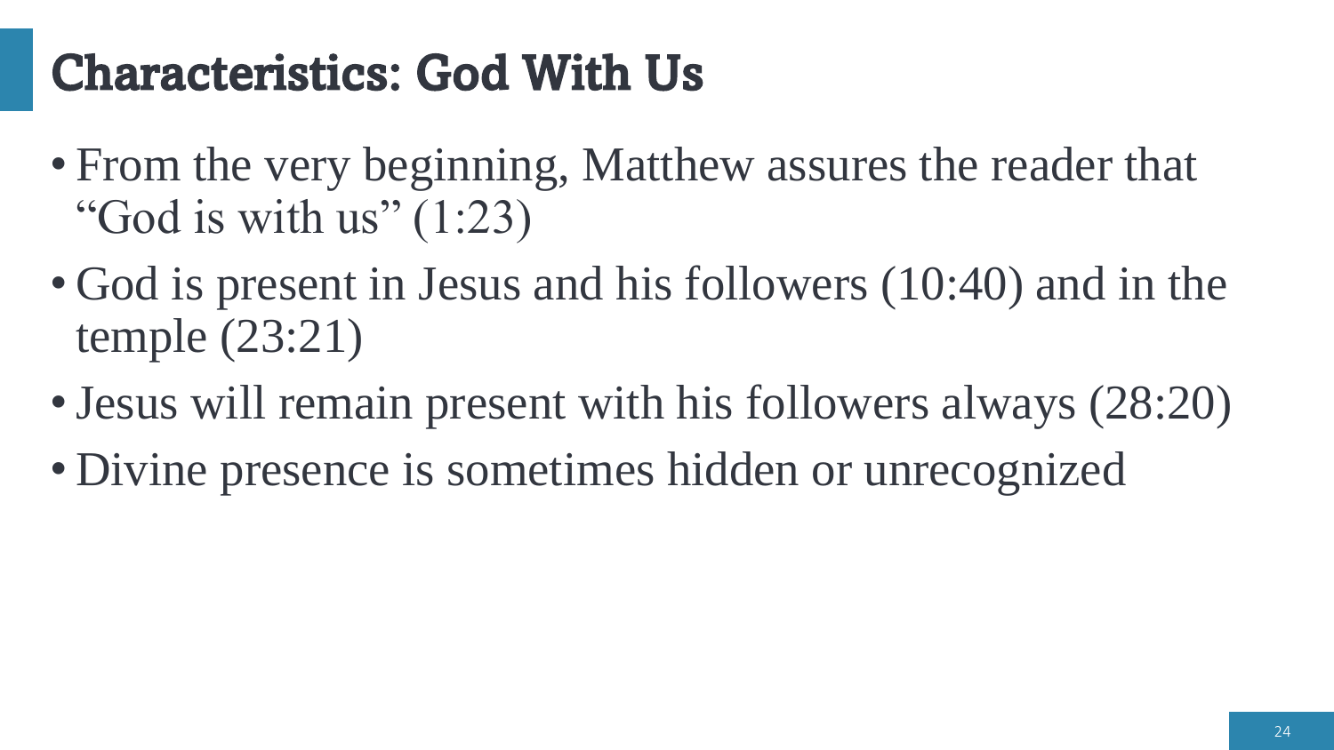# Characteristics: God With Us

- From the very beginning, Matthew assures the reader that "God is with us" (1:23)
- God is present in Jesus and his followers (10:40) and in the temple (23:21)
- Jesus will remain present with his followers always (28:20)
- Divine presence is sometimes hidden or unrecognized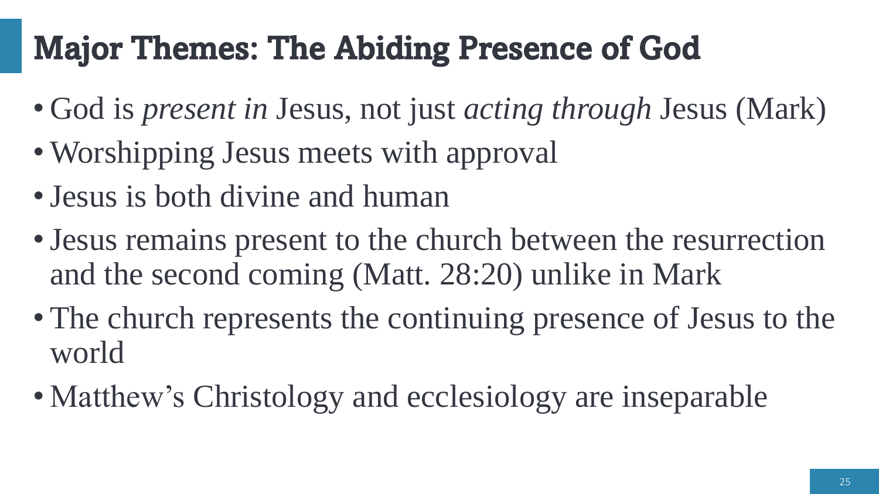# Major Themes: The Abiding Presence of God

- God is *present in* Jesus, not just *acting through* Jesus (Mark)
- Worshipping Jesus meets with approval
- Jesus is both divine and human
- Jesus remains present to the church between the resurrection and the second coming (Matt. 28:20) unlike in Mark
- The church represents the continuing presence of Jesus to the world
- Matthew's Christology and ecclesiology are inseparable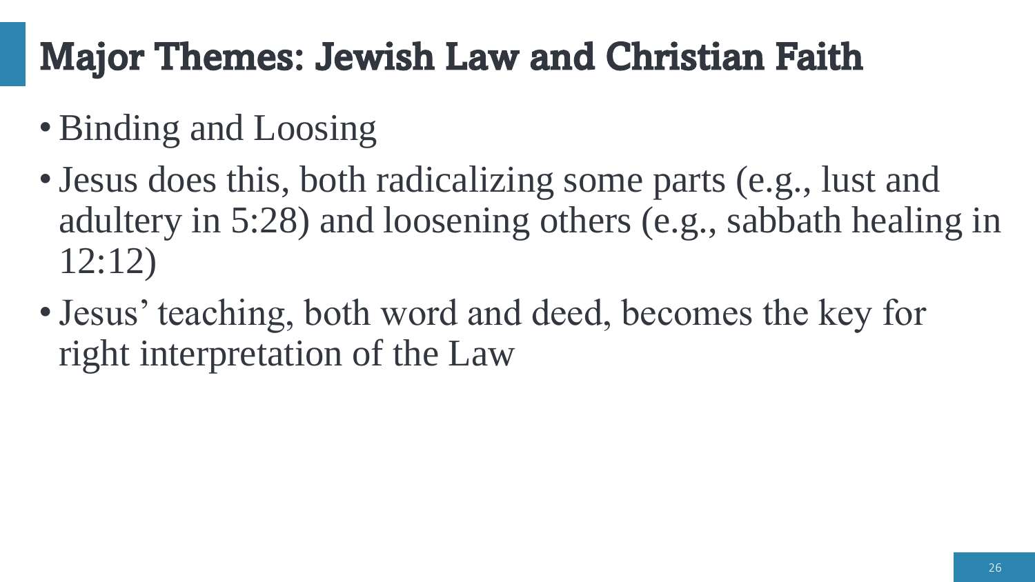# Major Themes: Jewish Law and Christian Faith

- Binding and Loosing
- Jesus does this, both radicalizing some parts (e.g., lust and adultery in 5:28) and loosening others (e.g., sabbath healing in 12:12)
- Jesus' teaching, both word and deed, becomes the key for right interpretation of the Law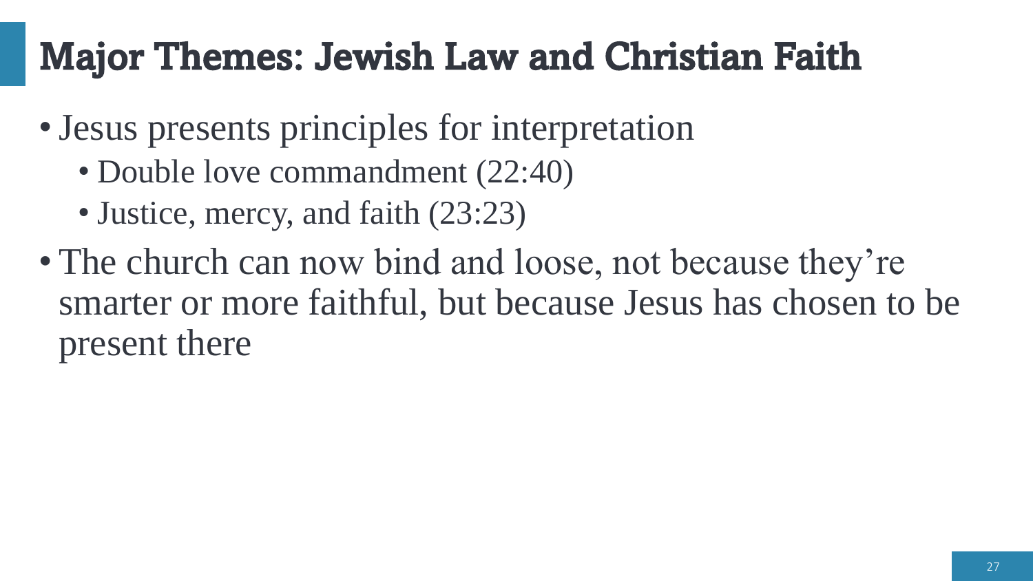# Major Themes: Jewish Law and Christian Faith

- Jesus presents principles for interpretation
  - Double love commandment (22:40)
  - Justice, mercy, and faith (23:23)
- The church can now bind and loose, not because they're smarter or more faithful, but because Jesus has chosen to be present there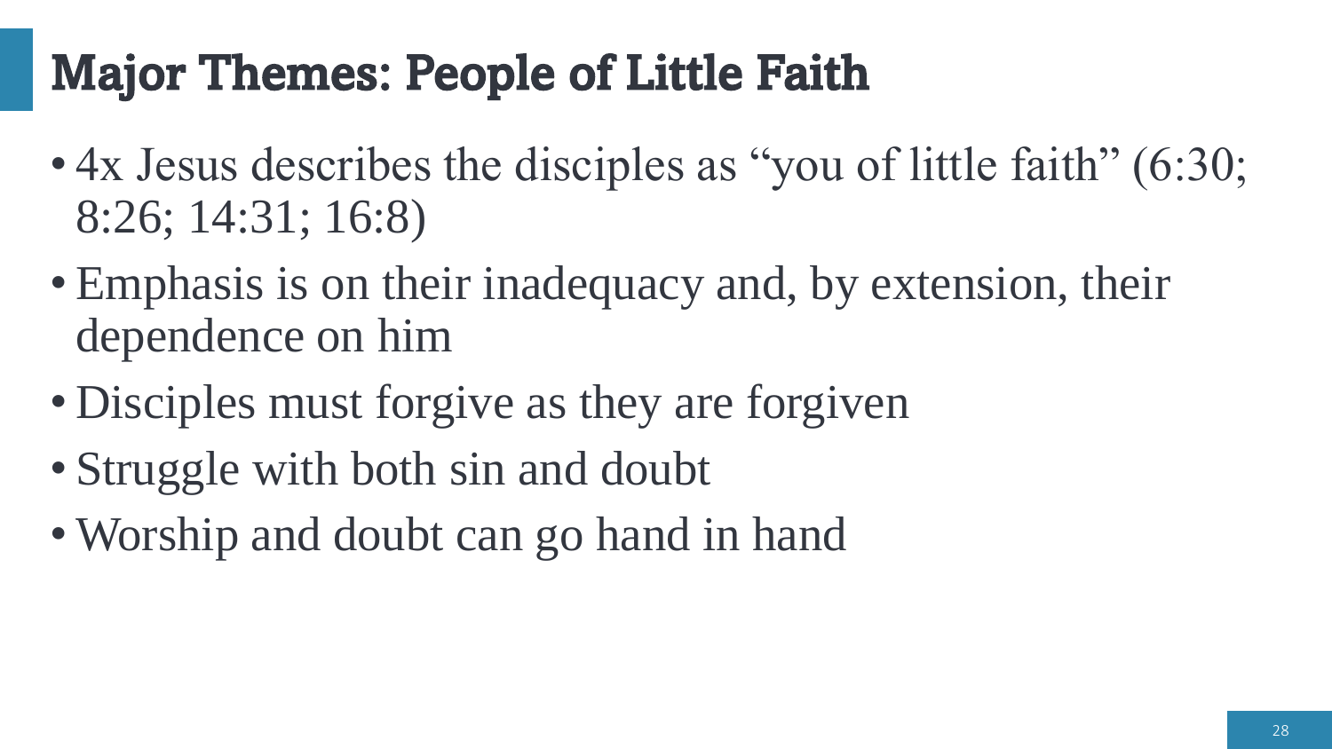# Major Themes: People of Little Faith

- 4x Jesus describes the disciples as “you of little faith” (6:30; 8:26; 14:31; 16:8)
- Emphasis is on their inadequacy and, by extension, their dependence on him
- Disciples must forgive as they are forgiven
- Struggle with both sin and doubt
- Worship and doubt can go hand in hand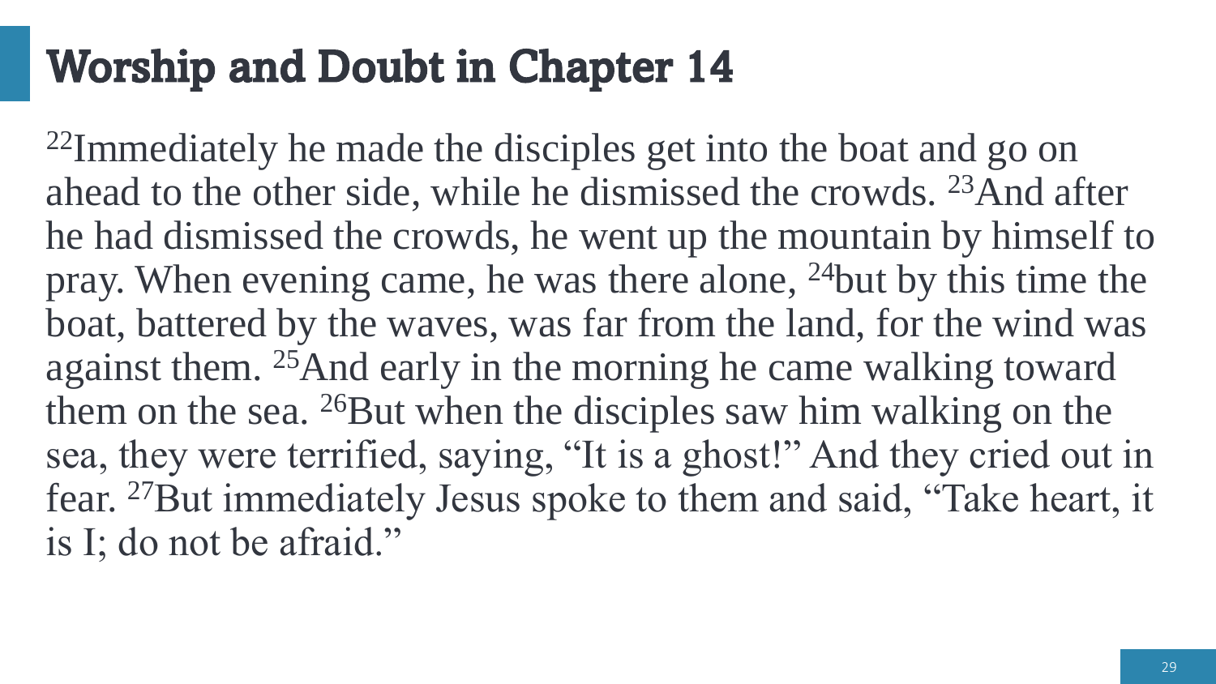# Worship and Doubt in Chapter 14

[22]Immediately he made the disciples get into the boat and go on ahead to the other side, while he dismissed the crowds. [23]And after he had dismissed the crowds, he went up the mountain by himself to pray. When evening came, he was there alone, [24]but by this time the boat, battered by the waves, was far from the land, for the wind was against them. [25]And early in the morning he came walking toward them on the sea. [26]But when the disciples saw him walking on the sea, they were terrified, saying, "It is a ghost!" And they cried out in fear. [27]But immediately Jesus spoke to them and said, "Take heart, it is I; do not be afraid."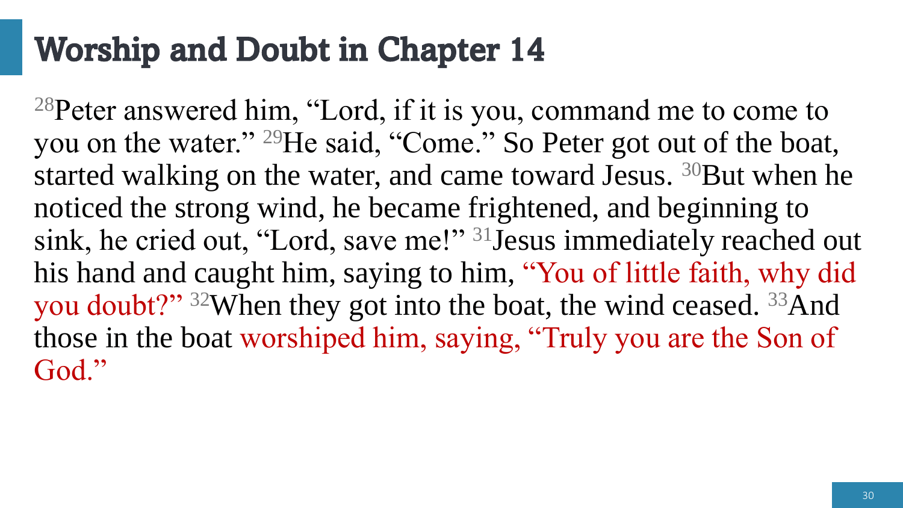# Worship and Doubt in Chapter 14

[28]Peter answered him, "Lord, if it is you, command me to come to you on the water." [29]He said, "Come." So Peter got out of the boat, started walking on the water, and came toward Jesus. [30]But when he noticed the strong wind, he became frightened, and beginning to sink, he cried out, "Lord, save me!" [31]Jesus immediately reached out his hand and caught him, saying to him, "You of little faith, why did you doubt?" [32]When they got into the boat, the wind ceased. [33]And those in the boat worshiped him, saying, "Truly you are the Son of God."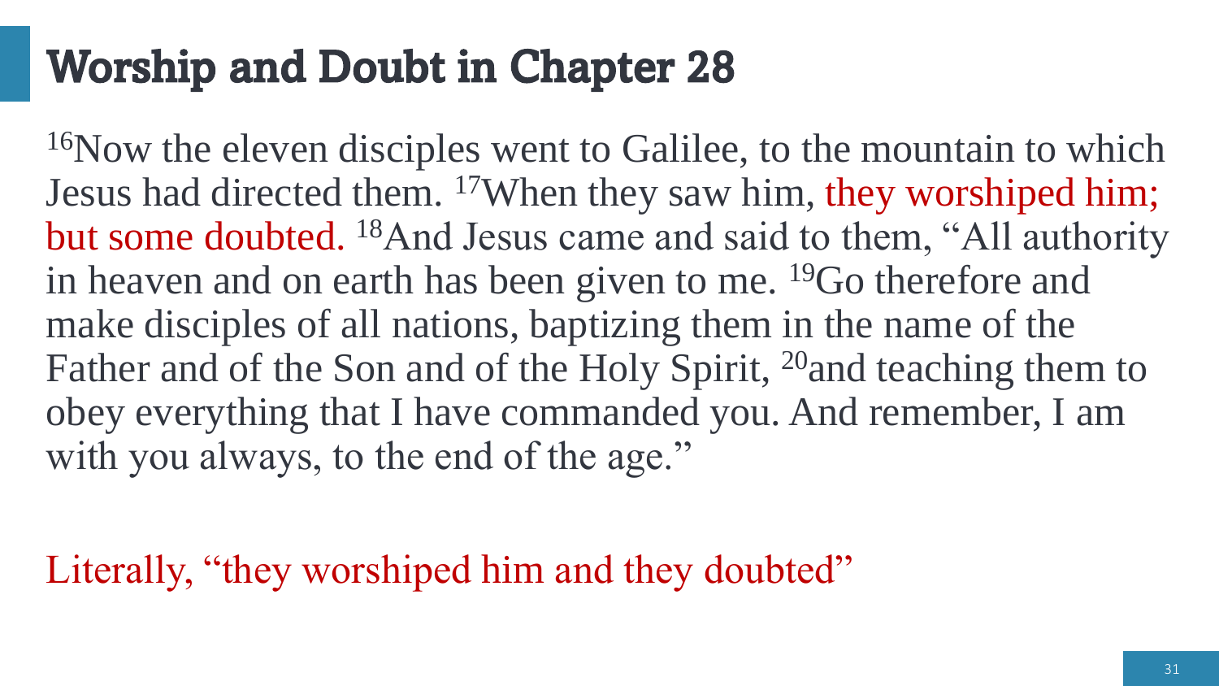# Worship and Doubt in Chapter 28

[16]Now the eleven disciples went to Galilee, to the mountain to which Jesus had directed them. [17]When they saw him, they worshiped him; but some doubted. [18]And Jesus came and said to them, "All authority in heaven and on earth has been given to me. [19]Go therefore and make disciples of all nations, baptizing them in the name of the Father and of the Son and of the Holy Spirit, [20]and teaching them to obey everything that I have commanded you. And remember, I am with you always, to the end of the age."

Literally, "they worshiped him and they doubted"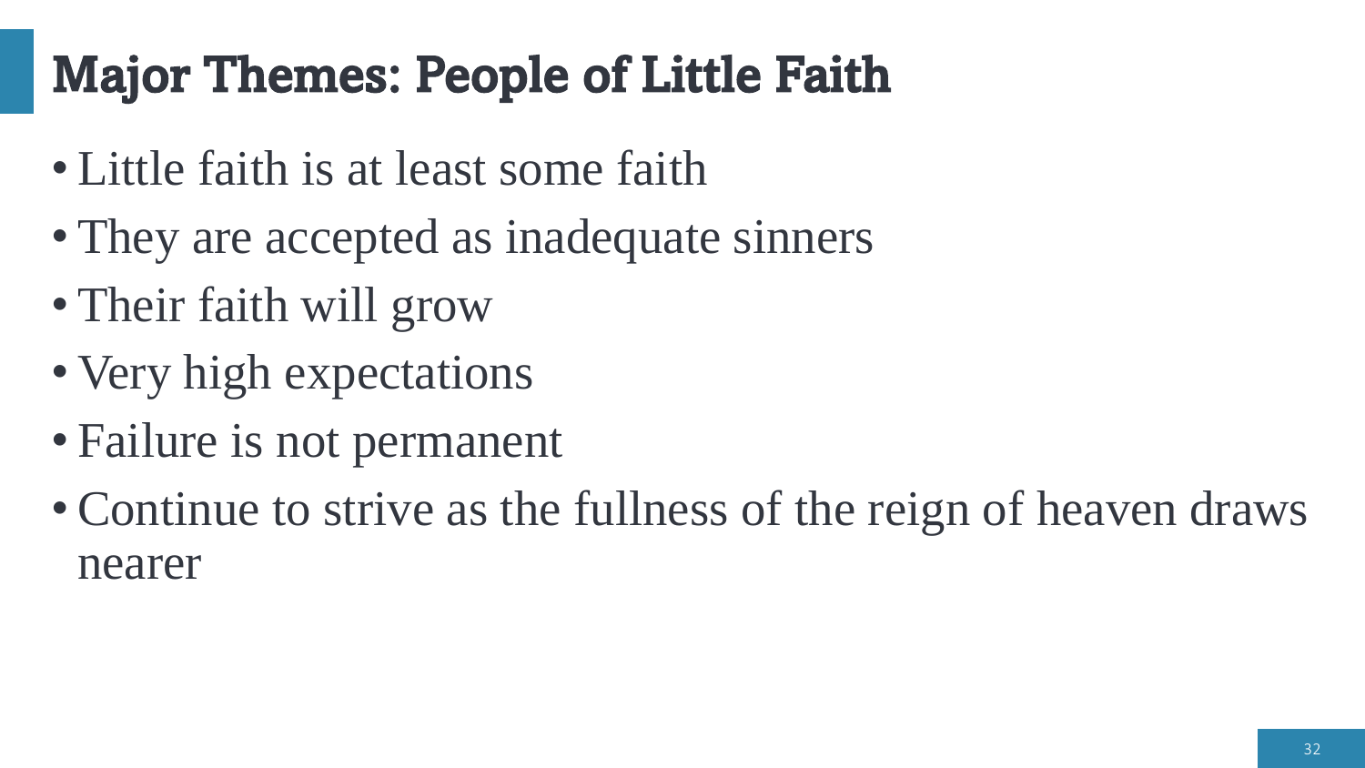# Major Themes: People of Little Faith

- Little faith is at least some faith
- They are accepted as inadequate sinners
- Their faith will grow
- Very high expectations
- Failure is not permanent
- Continue to strive as the fullness of the reign of heaven draws nearer